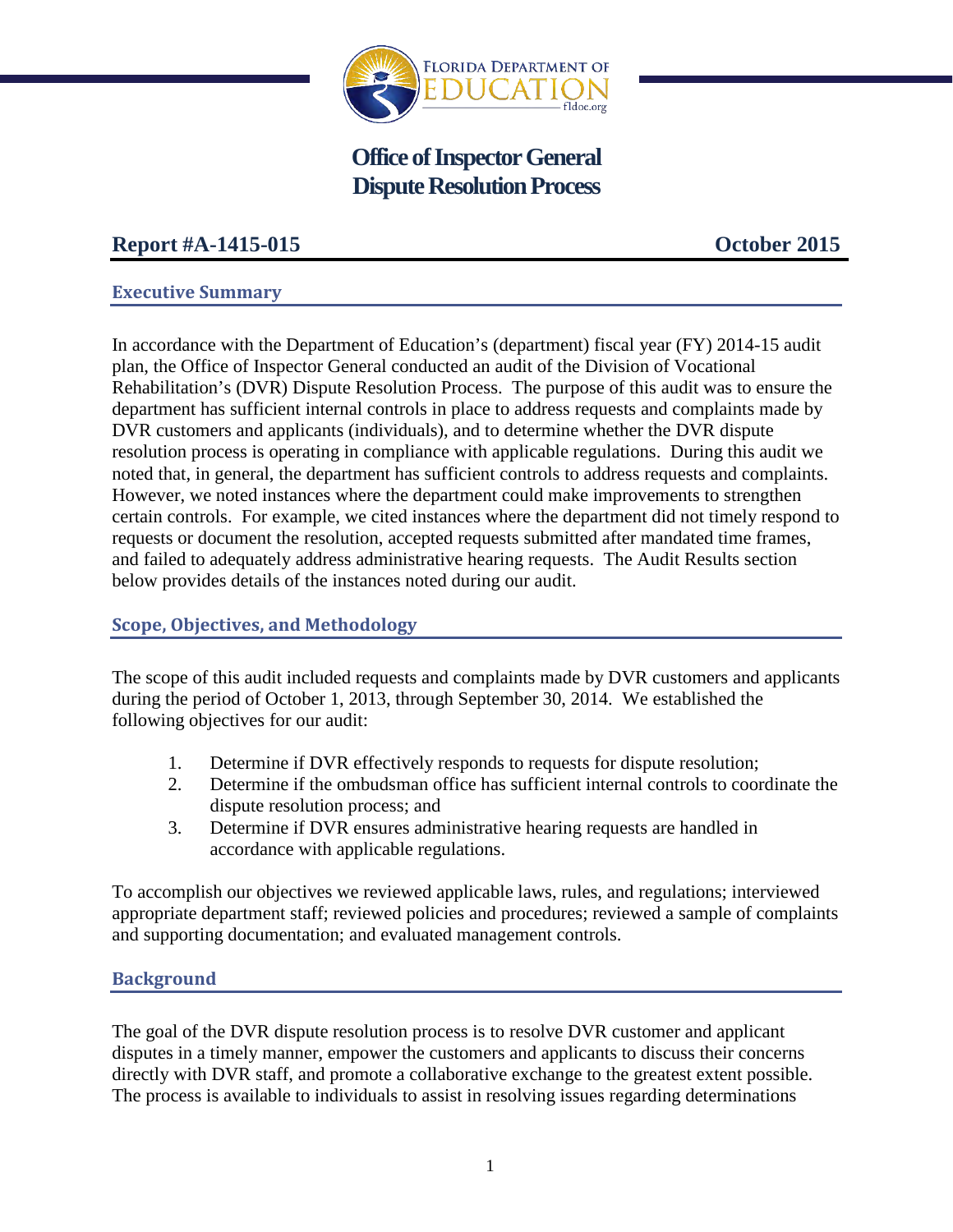Florida Department of Education

# Office of Inspector General
# Dispute Resolution Process

**Report #A-1415-015** **October 2015**

## Executive Summary

In accordance with the Department of Education's (department) fiscal year (FY) 2014-15 audit plan, the Office of Inspector General conducted an audit of the Division of Vocational Rehabilitation's (DVR) Dispute Resolution Process. The purpose of this audit was to ensure the department has sufficient internal controls in place to address requests and complaints made by DVR customers and applicants (individuals), and to determine whether the DVR dispute resolution process is operating in compliance with applicable regulations. During this audit we noted that, in general, the department has sufficient controls to address requests and complaints. However, we noted instances where the department could make improvements to strengthen certain controls. For example, we cited instances where the department did not timely respond to requests or document the resolution, accepted requests submitted after mandated time frames, and failed to adequately address administrative hearing requests. The Audit Results section below provides details of the instances noted during our audit.

## Scope, Objectives, and Methodology

The scope of this audit included requests and complaints made by DVR customers and applicants during the period of October 1, 2013, through September 30, 2014. We established the following objectives for our audit:

1. Determine if DVR effectively responds to requests for dispute resolution;
2. Determine if the ombudsman office has sufficient internal controls to coordinate the dispute resolution process; and
3. Determine if DVR ensures administrative hearing requests are handled in accordance with applicable regulations.

To accomplish our objectives we reviewed applicable laws, rules, and regulations; interviewed appropriate department staff; reviewed policies and procedures; reviewed a sample of complaints and supporting documentation; and evaluated management controls.

## Background

The goal of the DVR dispute resolution process is to resolve DVR customer and applicant disputes in a timely manner, empower the customers and applicants to discuss their concerns directly with DVR staff, and promote a collaborative exchange to the greatest extent possible. The process is available to individuals to assist in resolving issues regarding determinations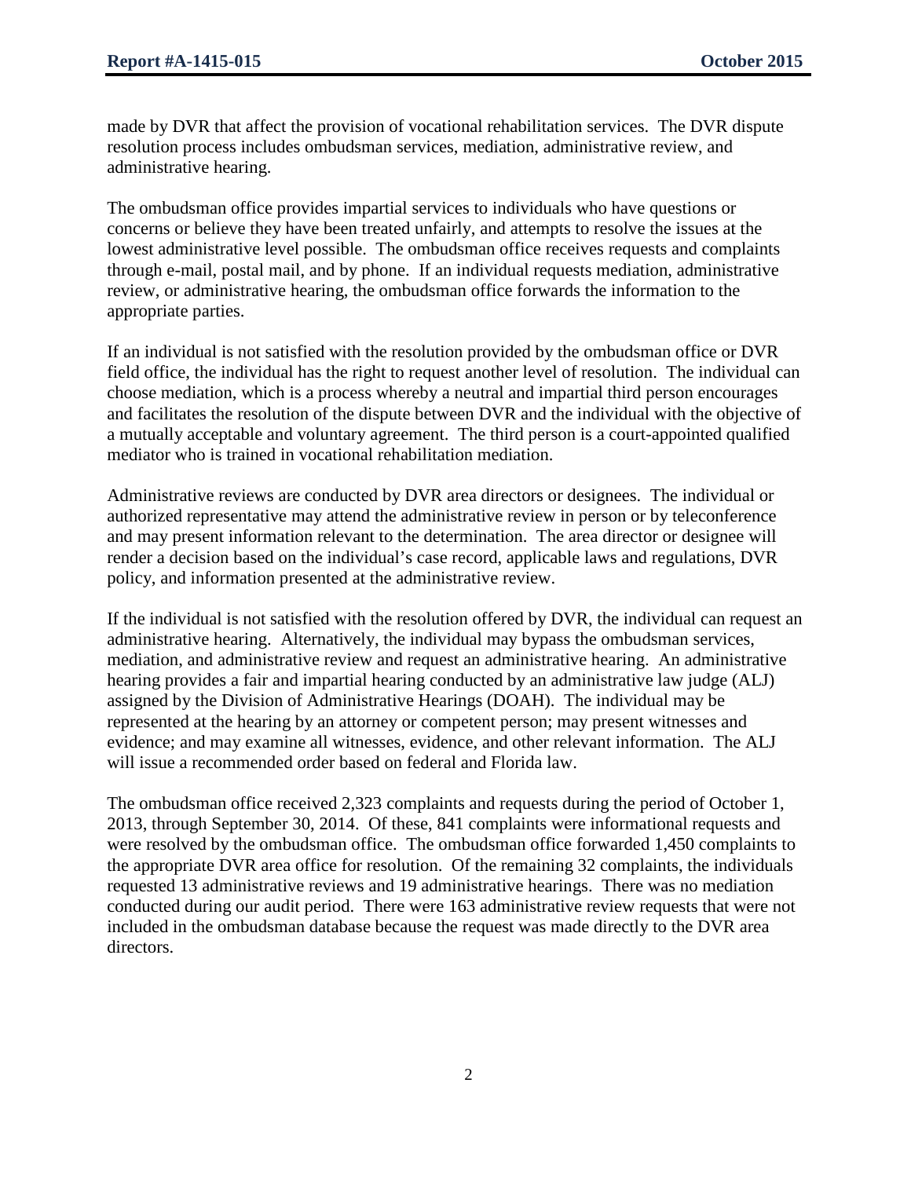made by DVR that affect the provision of vocational rehabilitation services. The DVR dispute resolution process includes ombudsman services, mediation, administrative review, and administrative hearing.

The ombudsman office provides impartial services to individuals who have questions or concerns or believe they have been treated unfairly, and attempts to resolve the issues at the lowest administrative level possible. The ombudsman office receives requests and complaints through e-mail, postal mail, and by phone. If an individual requests mediation, administrative review, or administrative hearing, the ombudsman office forwards the information to the appropriate parties.

If an individual is not satisfied with the resolution provided by the ombudsman office or DVR field office, the individual has the right to request another level of resolution. The individual can choose mediation, which is a process whereby a neutral and impartial third person encourages and facilitates the resolution of the dispute between DVR and the individual with the objective of a mutually acceptable and voluntary agreement. The third person is a court-appointed qualified mediator who is trained in vocational rehabilitation mediation.

Administrative reviews are conducted by DVR area directors or designees. The individual or authorized representative may attend the administrative review in person or by teleconference and may present information relevant to the determination. The area director or designee will render a decision based on the individual's case record, applicable laws and regulations, DVR policy, and information presented at the administrative review.

If the individual is not satisfied with the resolution offered by DVR, the individual can request an administrative hearing. Alternatively, the individual may bypass the ombudsman services, mediation, and administrative review and request an administrative hearing. An administrative hearing provides a fair and impartial hearing conducted by an administrative law judge (ALJ) assigned by the Division of Administrative Hearings (DOAH). The individual may be represented at the hearing by an attorney or competent person; may present witnesses and evidence; and may examine all witnesses, evidence, and other relevant information. The ALJ will issue a recommended order based on federal and Florida law.

The ombudsman office received 2,323 complaints and requests during the period of October 1, 2013, through September 30, 2014. Of these, 841 complaints were informational requests and were resolved by the ombudsman office. The ombudsman office forwarded 1,450 complaints to the appropriate DVR area office for resolution. Of the remaining 32 complaints, the individuals requested 13 administrative reviews and 19 administrative hearings. There was no mediation conducted during our audit period. There were 163 administrative review requests that were not included in the ombudsman database because the request was made directly to the DVR area directors.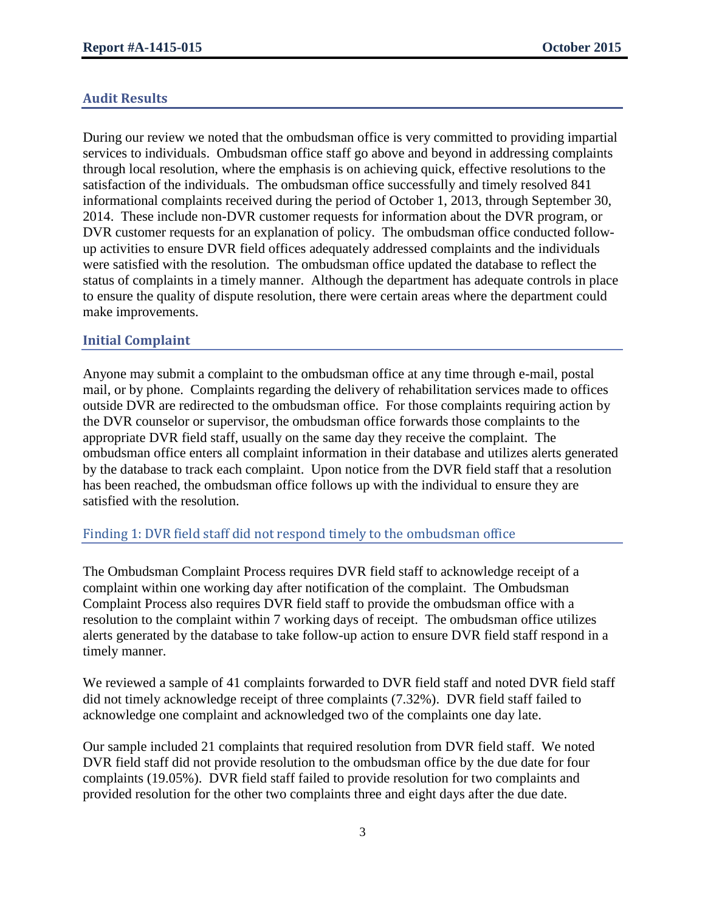## Audit Results

During our review we noted that the ombudsman office is very committed to providing impartial services to individuals. Ombudsman office staff go above and beyond in addressing complaints through local resolution, where the emphasis is on achieving quick, effective resolutions to the satisfaction of the individuals. The ombudsman office successfully and timely resolved 841 informational complaints received during the period of October 1, 2013, through September 30, 2014. These include non-DVR customer requests for information about the DVR program, or DVR customer requests for an explanation of policy. The ombudsman office conducted follow-up activities to ensure DVR field offices adequately addressed complaints and the individuals were satisfied with the resolution. The ombudsman office updated the database to reflect the status of complaints in a timely manner. Although the department has adequate controls in place to ensure the quality of dispute resolution, there were certain areas where the department could make improvements.

## Initial Complaint

Anyone may submit a complaint to the ombudsman office at any time through e-mail, postal mail, or by phone. Complaints regarding the delivery of rehabilitation services made to offices outside DVR are redirected to the ombudsman office. For those complaints requiring action by the DVR counselor or supervisor, the ombudsman office forwards those complaints to the appropriate DVR field staff, usually on the same day they receive the complaint. The ombudsman office enters all complaint information in their database and utilizes alerts generated by the database to track each complaint. Upon notice from the DVR field staff that a resolution has been reached, the ombudsman office follows up with the individual to ensure they are satisfied with the resolution.

### Finding 1: DVR field staff did not respond timely to the ombudsman office

The Ombudsman Complaint Process requires DVR field staff to acknowledge receipt of a complaint within one working day after notification of the complaint. The Ombudsman Complaint Process also requires DVR field staff to provide the ombudsman office with a resolution to the complaint within 7 working days of receipt. The ombudsman office utilizes alerts generated by the database to take follow-up action to ensure DVR field staff respond in a timely manner.

We reviewed a sample of 41 complaints forwarded to DVR field staff and noted DVR field staff did not timely acknowledge receipt of three complaints (7.32%). DVR field staff failed to acknowledge one complaint and acknowledged two of the complaints one day late.

Our sample included 21 complaints that required resolution from DVR field staff. We noted DVR field staff did not provide resolution to the ombudsman office by the due date for four complaints (19.05%). DVR field staff failed to provide resolution for two complaints and provided resolution for the other two complaints three and eight days after the due date.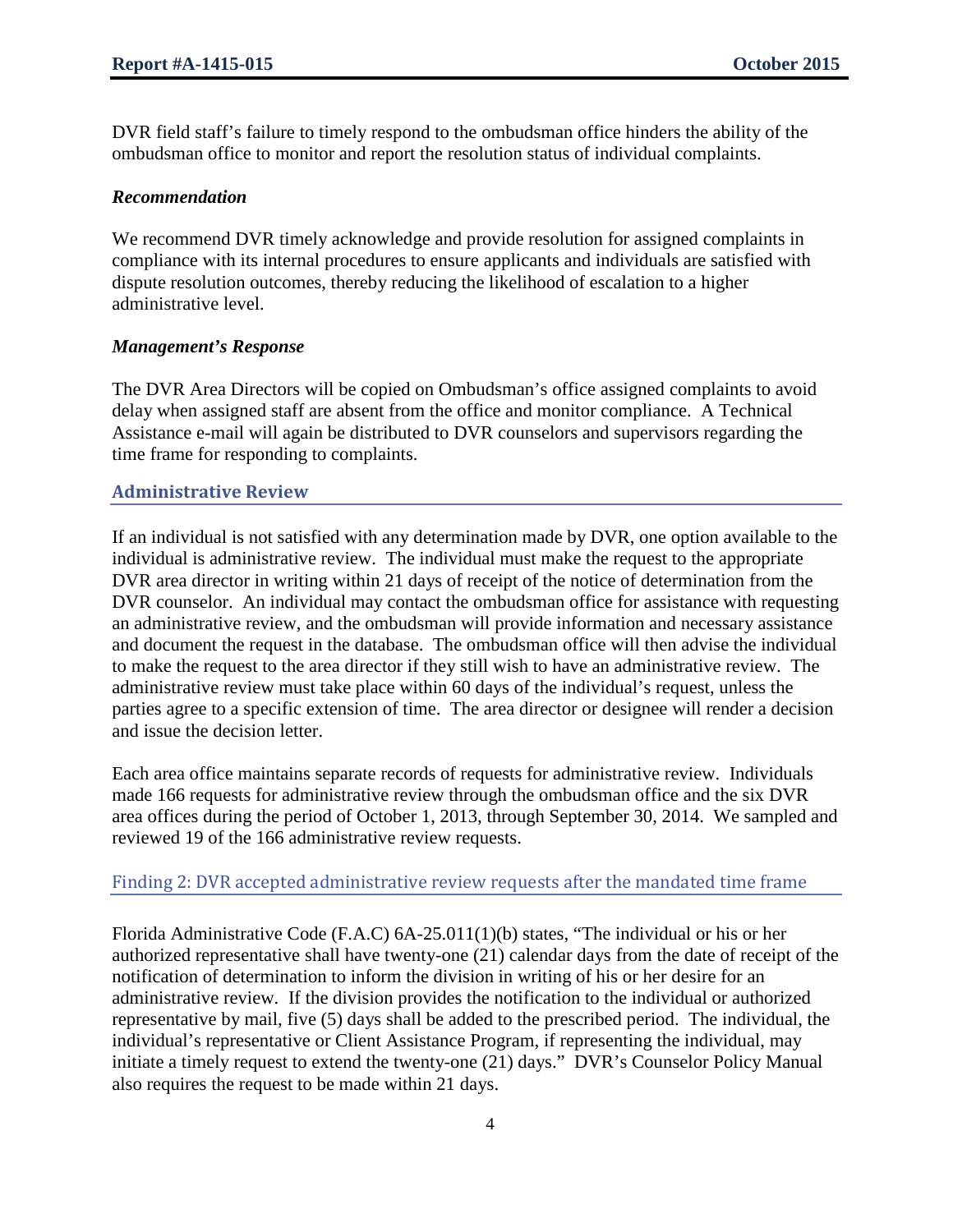DVR field staff's failure to timely respond to the ombudsman office hinders the ability of the ombudsman office to monitor and report the resolution status of individual complaints.

### *Recommendation*

We recommend DVR timely acknowledge and provide resolution for assigned complaints in compliance with its internal procedures to ensure applicants and individuals are satisfied with dispute resolution outcomes, thereby reducing the likelihood of escalation to a higher administrative level.

### *Management's Response*

The DVR Area Directors will be copied on Ombudsman's office assigned complaints to avoid delay when assigned staff are absent from the office and monitor compliance. A Technical Assistance e-mail will again be distributed to DVR counselors and supervisors regarding the time frame for responding to complaints.

## Administrative Review

If an individual is not satisfied with any determination made by DVR, one option available to the individual is administrative review. The individual must make the request to the appropriate DVR area director in writing within 21 days of receipt of the notice of determination from the DVR counselor. An individual may contact the ombudsman office for assistance with requesting an administrative review, and the ombudsman will provide information and necessary assistance and document the request in the database. The ombudsman office will then advise the individual to make the request to the area director if they still wish to have an administrative review. The administrative review must take place within 60 days of the individual's request, unless the parties agree to a specific extension of time. The area director or designee will render a decision and issue the decision letter.

Each area office maintains separate records of requests for administrative review. Individuals made 166 requests for administrative review through the ombudsman office and the six DVR area offices during the period of October 1, 2013, through September 30, 2014. We sampled and reviewed 19 of the 166 administrative review requests.

### Finding 2: DVR accepted administrative review requests after the mandated time frame

Florida Administrative Code (F.A.C) 6A-25.011(1)(b) states, "The individual or his or her authorized representative shall have twenty-one (21) calendar days from the date of receipt of the notification of determination to inform the division in writing of his or her desire for an administrative review. If the division provides the notification to the individual or authorized representative by mail, five (5) days shall be added to the prescribed period. The individual, the individual's representative or Client Assistance Program, if representing the individual, may initiate a timely request to extend the twenty-one (21) days." DVR's Counselor Policy Manual also requires the request to be made within 21 days.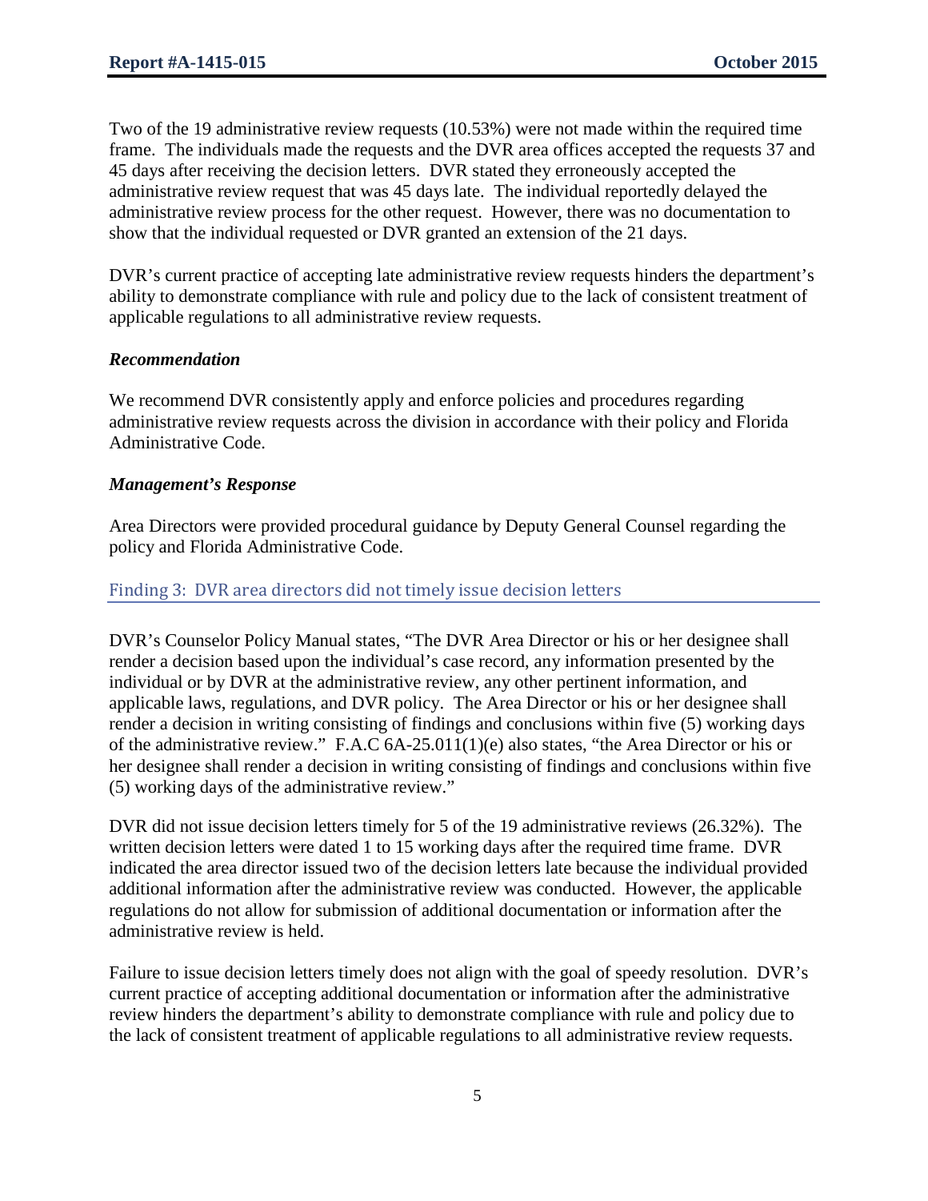Two of the 19 administrative review requests (10.53%) were not made within the required time frame. The individuals made the requests and the DVR area offices accepted the requests 37 and 45 days after receiving the decision letters. DVR stated they erroneously accepted the administrative review request that was 45 days late. The individual reportedly delayed the administrative review process for the other request. However, there was no documentation to show that the individual requested or DVR granted an extension of the 21 days.

DVR's current practice of accepting late administrative review requests hinders the department's ability to demonstrate compliance with rule and policy due to the lack of consistent treatment of applicable regulations to all administrative review requests.

### *Recommendation*

We recommend DVR consistently apply and enforce policies and procedures regarding administrative review requests across the division in accordance with their policy and Florida Administrative Code.

### *Management's Response*

Area Directors were provided procedural guidance by Deputy General Counsel regarding the policy and Florida Administrative Code.

## Finding 3: DVR area directors did not timely issue decision letters

DVR's Counselor Policy Manual states, "The DVR Area Director or his or her designee shall render a decision based upon the individual's case record, any information presented by the individual or by DVR at the administrative review, any other pertinent information, and applicable laws, regulations, and DVR policy. The Area Director or his or her designee shall render a decision in writing consisting of findings and conclusions within five (5) working days of the administrative review." F.A.C 6A-25.011(1)(e) also states, "the Area Director or his or her designee shall render a decision in writing consisting of findings and conclusions within five (5) working days of the administrative review."

DVR did not issue decision letters timely for 5 of the 19 administrative reviews (26.32%). The written decision letters were dated 1 to 15 working days after the required time frame. DVR indicated the area director issued two of the decision letters late because the individual provided additional information after the administrative review was conducted. However, the applicable regulations do not allow for submission of additional documentation or information after the administrative review is held.

Failure to issue decision letters timely does not align with the goal of speedy resolution. DVR's current practice of accepting additional documentation or information after the administrative review hinders the department's ability to demonstrate compliance with rule and policy due to the lack of consistent treatment of applicable regulations to all administrative review requests.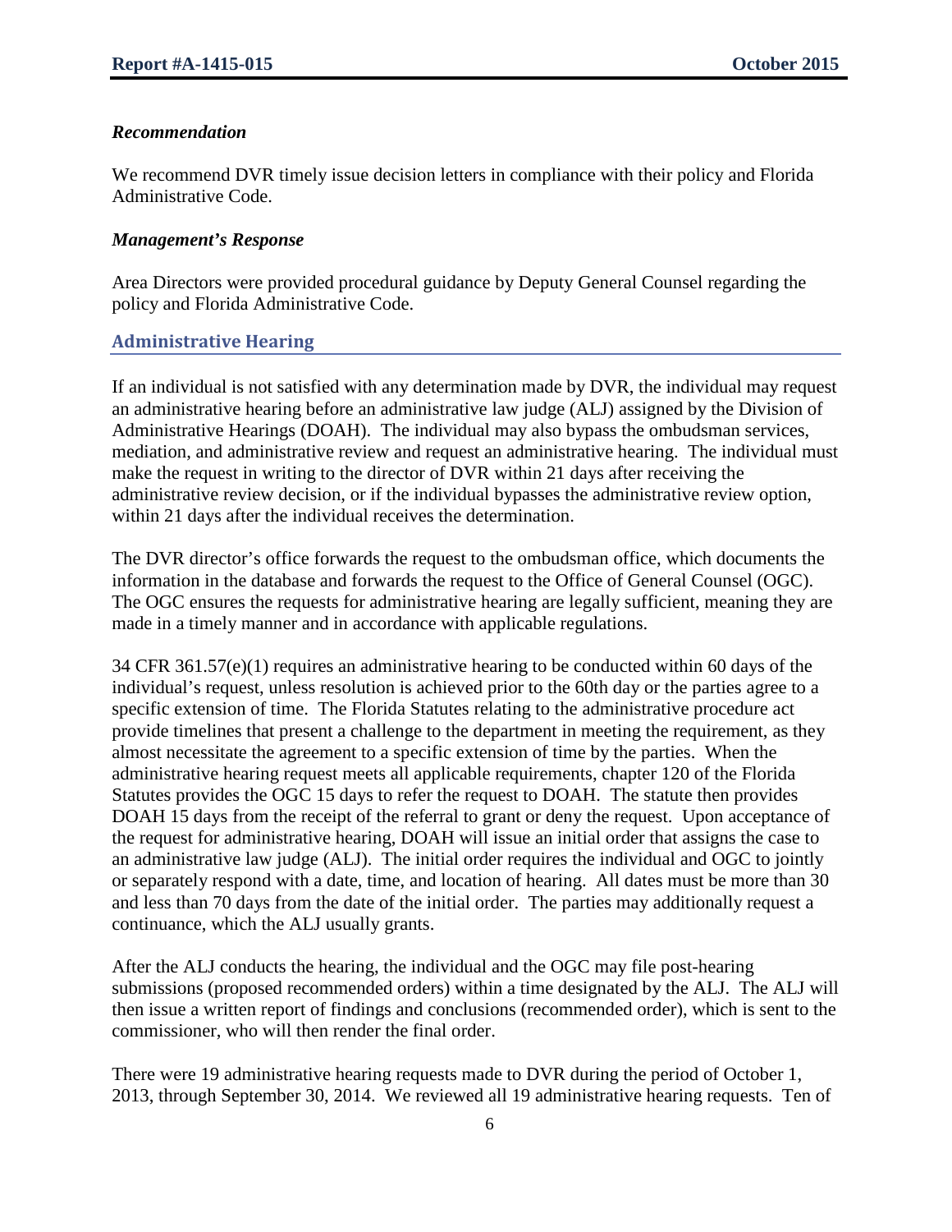### *Recommendation*

We recommend DVR timely issue decision letters in compliance with their policy and Florida Administrative Code.

### *Management's Response*

Area Directors were provided procedural guidance by Deputy General Counsel regarding the policy and Florida Administrative Code.

## Administrative Hearing

If an individual is not satisfied with any determination made by DVR, the individual may request an administrative hearing before an administrative law judge (ALJ) assigned by the Division of Administrative Hearings (DOAH). The individual may also bypass the ombudsman services, mediation, and administrative review and request an administrative hearing. The individual must make the request in writing to the director of DVR within 21 days after receiving the administrative review decision, or if the individual bypasses the administrative review option, within 21 days after the individual receives the determination.

The DVR director's office forwards the request to the ombudsman office, which documents the information in the database and forwards the request to the Office of General Counsel (OGC). The OGC ensures the requests for administrative hearing are legally sufficient, meaning they are made in a timely manner and in accordance with applicable regulations.

34 CFR 361.57(e)(1) requires an administrative hearing to be conducted within 60 days of the individual's request, unless resolution is achieved prior to the 60th day or the parties agree to a specific extension of time. The Florida Statutes relating to the administrative procedure act provide timelines that present a challenge to the department in meeting the requirement, as they almost necessitate the agreement to a specific extension of time by the parties. When the administrative hearing request meets all applicable requirements, chapter 120 of the Florida Statutes provides the OGC 15 days to refer the request to DOAH. The statute then provides DOAH 15 days from the receipt of the referral to grant or deny the request. Upon acceptance of the request for administrative hearing, DOAH will issue an initial order that assigns the case to an administrative law judge (ALJ). The initial order requires the individual and OGC to jointly or separately respond with a date, time, and location of hearing. All dates must be more than 30 and less than 70 days from the date of the initial order. The parties may additionally request a continuance, which the ALJ usually grants.

After the ALJ conducts the hearing, the individual and the OGC may file post-hearing submissions (proposed recommended orders) within a time designated by the ALJ. The ALJ will then issue a written report of findings and conclusions (recommended order), which is sent to the commissioner, who will then render the final order.

There were 19 administrative hearing requests made to DVR during the period of October 1, 2013, through September 30, 2014. We reviewed all 19 administrative hearing requests. Ten of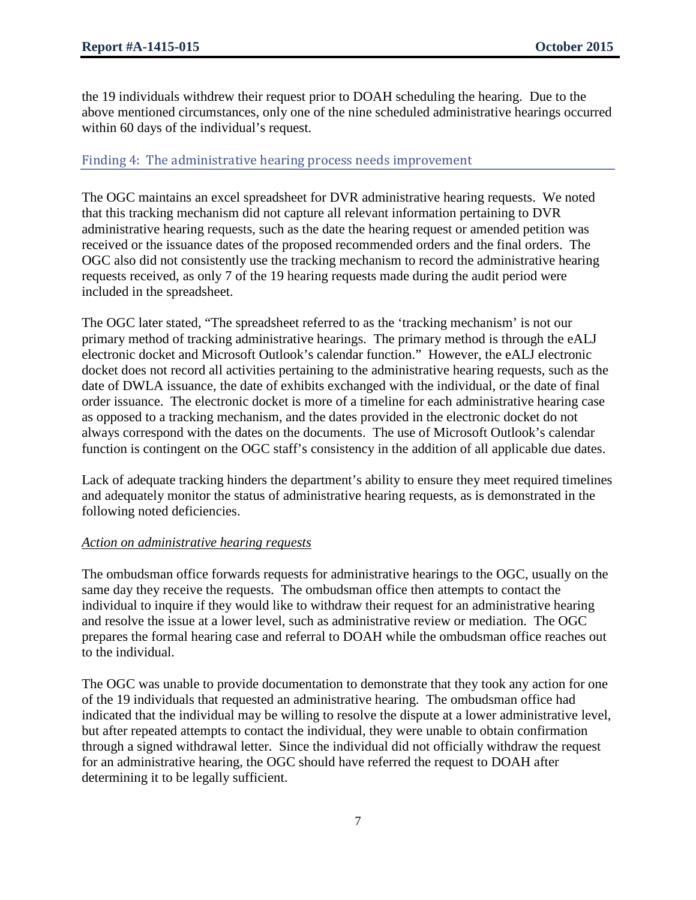the 19 individuals withdrew their request prior to DOAH scheduling the hearing. Due to the above mentioned circumstances, only one of the nine scheduled administrative hearings occurred within 60 days of the individual's request.

## Finding 4: The administrative hearing process needs improvement

The OGC maintains an excel spreadsheet for DVR administrative hearing requests. We noted that this tracking mechanism did not capture all relevant information pertaining to DVR administrative hearing requests, such as the date the hearing request or amended petition was received or the issuance dates of the proposed recommended orders and the final orders. The OGC also did not consistently use the tracking mechanism to record the administrative hearing requests received, as only 7 of the 19 hearing requests made during the audit period were included in the spreadsheet.

The OGC later stated, "The spreadsheet referred to as the 'tracking mechanism' is not our primary method of tracking administrative hearings. The primary method is through the eALJ electronic docket and Microsoft Outlook's calendar function." However, the eALJ electronic docket does not record all activities pertaining to the administrative hearing requests, such as the date of DWLA issuance, the date of exhibits exchanged with the individual, or the date of final order issuance. The electronic docket is more of a timeline for each administrative hearing case as opposed to a tracking mechanism, and the dates provided in the electronic docket do not always correspond with the dates on the documents. The use of Microsoft Outlook's calendar function is contingent on the OGC staff's consistency in the addition of all applicable due dates.

Lack of adequate tracking hinders the department's ability to ensure they meet required timelines and adequately monitor the status of administrative hearing requests, as is demonstrated in the following noted deficiencies.

*Action on administrative hearing requests*

The ombudsman office forwards requests for administrative hearings to the OGC, usually on the same day they receive the requests. The ombudsman office then attempts to contact the individual to inquire if they would like to withdraw their request for an administrative hearing and resolve the issue at a lower level, such as administrative review or mediation. The OGC prepares the formal hearing case and referral to DOAH while the ombudsman office reaches out to the individual.

The OGC was unable to provide documentation to demonstrate that they took any action for one of the 19 individuals that requested an administrative hearing. The ombudsman office had indicated that the individual may be willing to resolve the dispute at a lower administrative level, but after repeated attempts to contact the individual, they were unable to obtain confirmation through a signed withdrawal letter. Since the individual did not officially withdraw the request for an administrative hearing, the OGC should have referred the request to DOAH after determining it to be legally sufficient.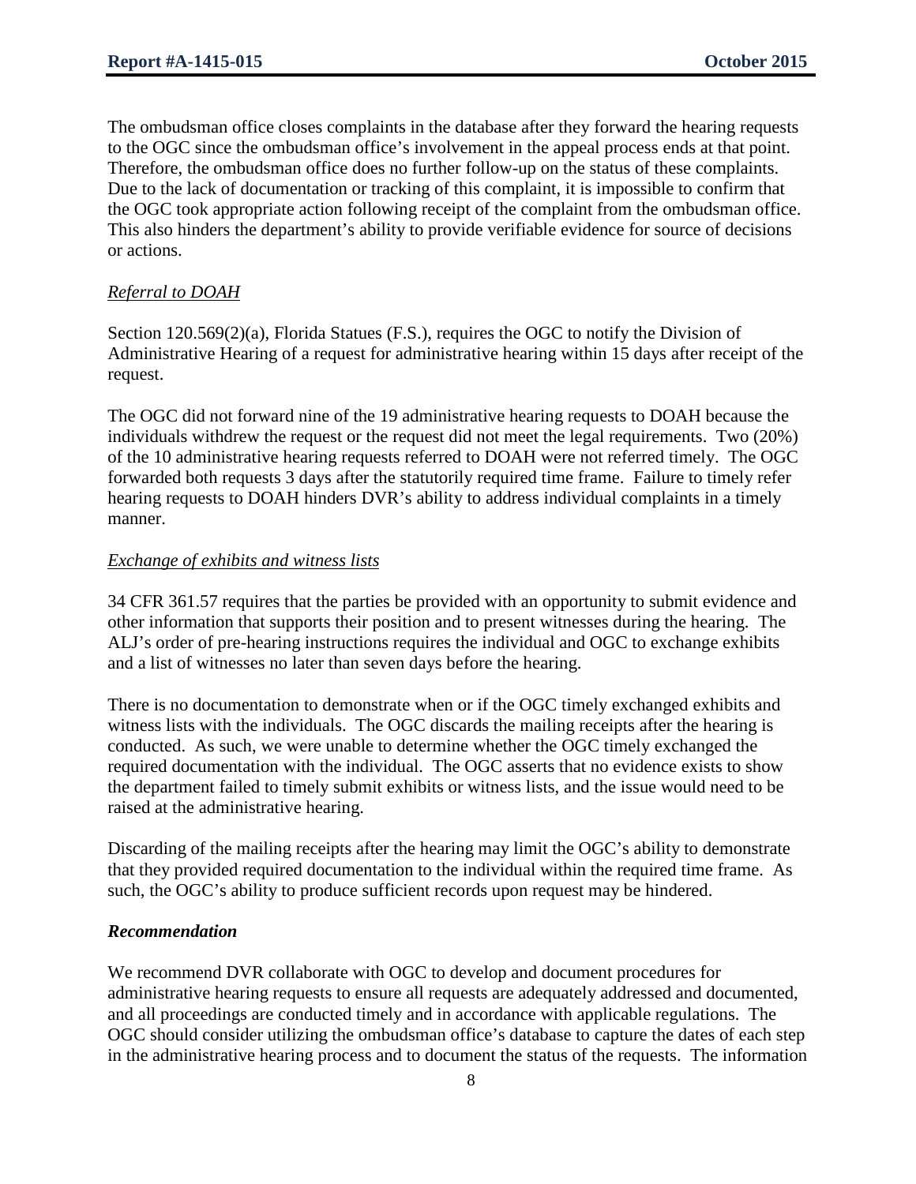The ombudsman office closes complaints in the database after they forward the hearing requests to the OGC since the ombudsman office's involvement in the appeal process ends at that point. Therefore, the ombudsman office does no further follow-up on the status of these complaints. Due to the lack of documentation or tracking of this complaint, it is impossible to confirm that the OGC took appropriate action following receipt of the complaint from the ombudsman office. This also hinders the department's ability to provide verifiable evidence for source of decisions or actions.

<u>*Referral to DOAH*</u>

Section 120.569(2)(a), Florida Statues (F.S.), requires the OGC to notify the Division of Administrative Hearing of a request for administrative hearing within 15 days after receipt of the request.

The OGC did not forward nine of the 19 administrative hearing requests to DOAH because the individuals withdrew the request or the request did not meet the legal requirements. Two (20%) of the 10 administrative hearing requests referred to DOAH were not referred timely. The OGC forwarded both requests 3 days after the statutorily required time frame. Failure to timely refer hearing requests to DOAH hinders DVR's ability to address individual complaints in a timely manner.

<u>*Exchange of exhibits and witness lists*</u>

34 CFR 361.57 requires that the parties be provided with an opportunity to submit evidence and other information that supports their position and to present witnesses during the hearing. The ALJ's order of pre-hearing instructions requires the individual and OGC to exchange exhibits and a list of witnesses no later than seven days before the hearing.

There is no documentation to demonstrate when or if the OGC timely exchanged exhibits and witness lists with the individuals. The OGC discards the mailing receipts after the hearing is conducted. As such, we were unable to determine whether the OGC timely exchanged the required documentation with the individual. The OGC asserts that no evidence exists to show the department failed to timely submit exhibits or witness lists, and the issue would need to be raised at the administrative hearing.

Discarding of the mailing receipts after the hearing may limit the OGC's ability to demonstrate that they provided required documentation to the individual within the required time frame. As such, the OGC's ability to produce sufficient records upon request may be hindered.

***Recommendation***

We recommend DVR collaborate with OGC to develop and document procedures for administrative hearing requests to ensure all requests are adequately addressed and documented, and all proceedings are conducted timely and in accordance with applicable regulations. The OGC should consider utilizing the ombudsman office's database to capture the dates of each step in the administrative hearing process and to document the status of the requests. The information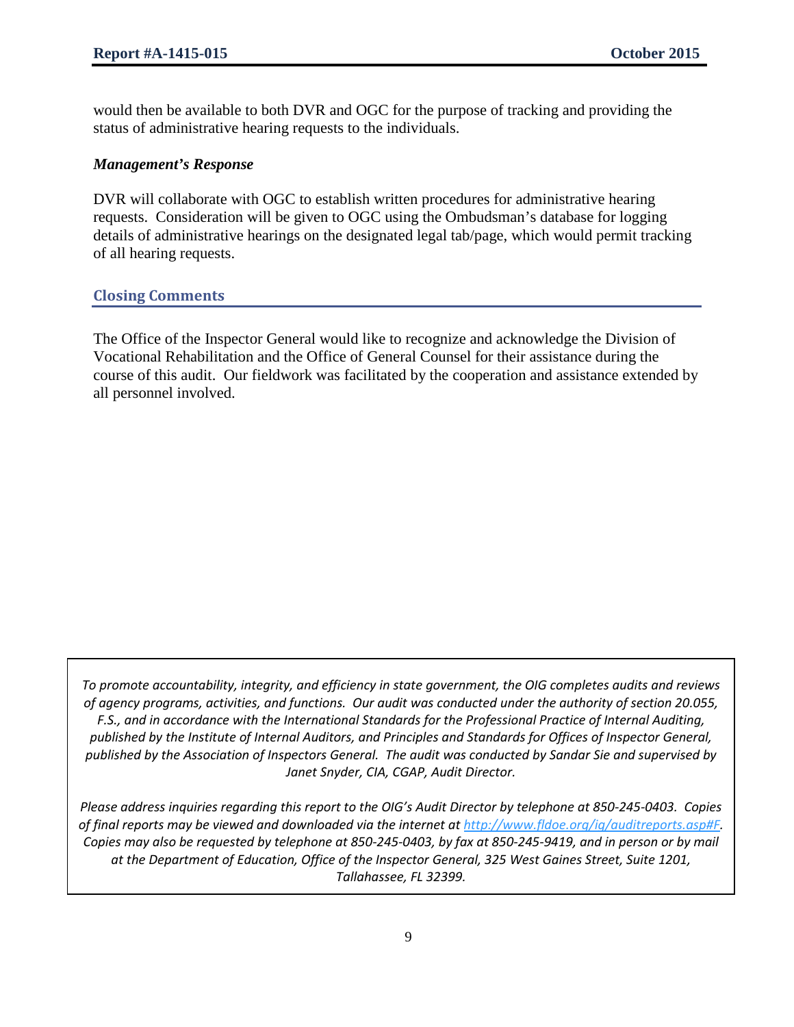would then be available to both DVR and OGC for the purpose of tracking and providing the status of administrative hearing requests to the individuals.

***Management's Response***

DVR will collaborate with OGC to establish written procedures for administrative hearing requests. Consideration will be given to OGC using the Ombudsman's database for logging details of administrative hearings on the designated legal tab/page, which would permit tracking of all hearing requests.

## Closing Comments

The Office of the Inspector General would like to recognize and acknowledge the Division of Vocational Rehabilitation and the Office of General Counsel for their assistance during the course of this audit. Our fieldwork was facilitated by the cooperation and assistance extended by all personnel involved.

*To promote accountability, integrity, and efficiency in state government, the OIG completes audits and reviews of agency programs, activities, and functions. Our audit was conducted under the authority of section 20.055, F.S., and in accordance with the International Standards for the Professional Practice of Internal Auditing, published by the Institute of Internal Auditors, and Principles and Standards for Offices of Inspector General, published by the Association of Inspectors General. The audit was conducted by Sandar Sie and supervised by Janet Snyder, CIA, CGAP, Audit Director.*

*Please address inquiries regarding this report to the OIG's Audit Director by telephone at 850-245-0403. Copies of final reports may be viewed and downloaded via the internet at [http://www.fldoe.org/ig/auditreports.asp#F](http://www.fldoe.org/ig/auditreports.asp#F). Copies may also be requested by telephone at 850-245-0403, by fax at 850-245-9419, and in person or by mail at the Department of Education, Office of the Inspector General, 325 West Gaines Street, Suite 1201, Tallahassee, FL 32399.*